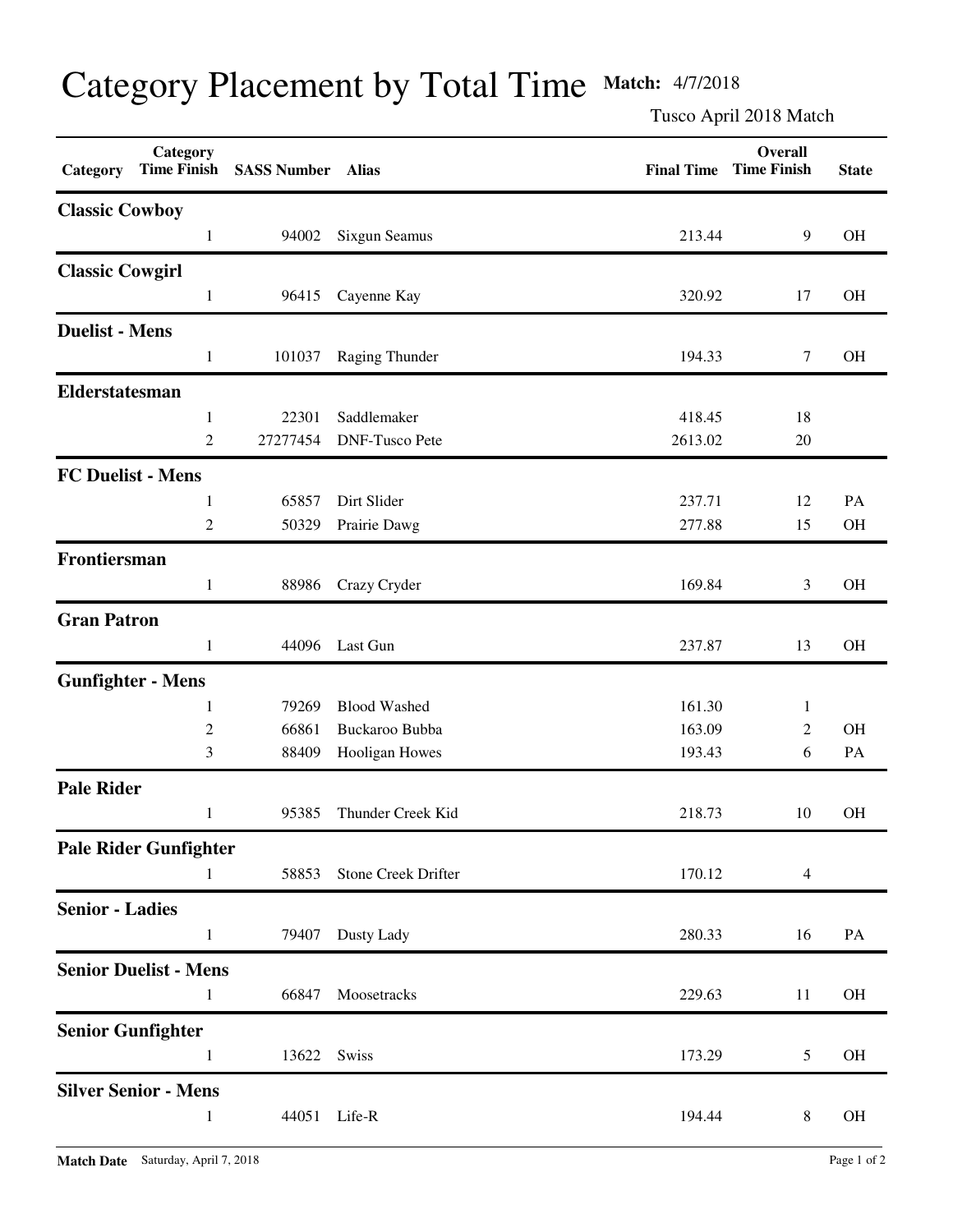# Category Placement by Total Time

**Match:** 4/7/2018

Tusco April 2018 Match

| Category | Category Time Finish | SASS Number | Alias | Final Time | Overall Time Finish | State |
|---|---|---|---|---|---|---|
| **Classic Cowboy** | | | | | | |
| | 1 | 94002 | Sixgun Seamus | 213.44 | 9 | OH |
| **Classic Cowgirl** | | | | | | |
| | 1 | 96415 | Cayenne Kay | 320.92 | 17 | OH |
| **Duelist - Mens** | | | | | | |
| | 1 | 101037 | Raging Thunder | 194.33 | 7 | OH |
| **Elderstatesman** | | | | | | |
| | 1 | 22301 | Saddlemaker | 418.45 | 18 | |
| | 2 | 27277454 | DNF-Tusco Pete | 2613.02 | 20 | |
| **FC Duelist - Mens** | | | | | | |
| | 1 | 65857 | Dirt Slider | 237.71 | 12 | PA |
| | 2 | 50329 | Prairie Dawg | 277.88 | 15 | OH |
| **Frontiersman** | | | | | | |
| | 1 | 88986 | Crazy Cryder | 169.84 | 3 | OH |
| **Gran Patron** | | | | | | |
| | 1 | 44096 | Last Gun | 237.87 | 13 | OH |
| **Gunfighter - Mens** | | | | | | |
| | 1 | 79269 | Blood Washed | 161.30 | 1 | |
| | 2 | 66861 | Buckaroo Bubba | 163.09 | 2 | OH |
| | 3 | 88409 | Hooligan Howes | 193.43 | 6 | PA |
| **Pale Rider** | | | | | | |
| | 1 | 95385 | Thunder Creek Kid | 218.73 | 10 | OH |
| **Pale Rider Gunfighter** | | | | | | |
| | 1 | 58853 | Stone Creek Drifter | 170.12 | 4 | |
| **Senior - Ladies** | | | | | | |
| | 1 | 79407 | Dusty Lady | 280.33 | 16 | PA |
| **Senior Duelist - Mens** | | | | | | |
| | 1 | 66847 | Moosetracks | 229.63 | 11 | OH |
| **Senior Gunfighter** | | | | | | |
| | 1 | 13622 | Swiss | 173.29 | 5 | OH |
| **Silver Senior - Mens** | | | | | | |
| | 1 | 44051 | Life-R | 194.44 | 8 | OH |

**Match Date** Saturday, April 7, 2018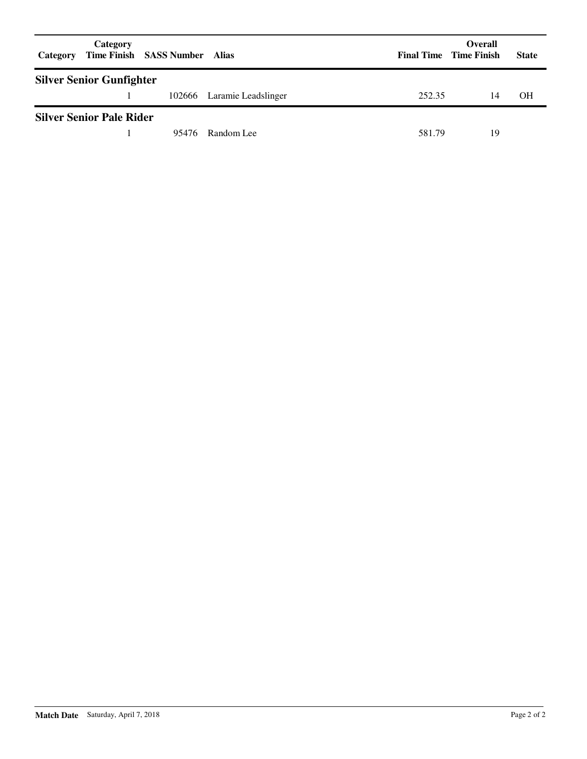| Category | Category Time Finish | SASS Number | Alias | Final Time | Overall Time Finish | State |
|---|---|---|---|---|---|---|
| **Silver Senior Gunfighter** | | | | | | |
| | 1 | 102666 | Laramie Leadslinger | 252.35 | 14 | OH |
| **Silver Senior Pale Rider** | | | | | | |
| | 1 | 95476 | Random Lee | 581.79 | 19 | |

**Match Date** Saturday, April 7, 2018